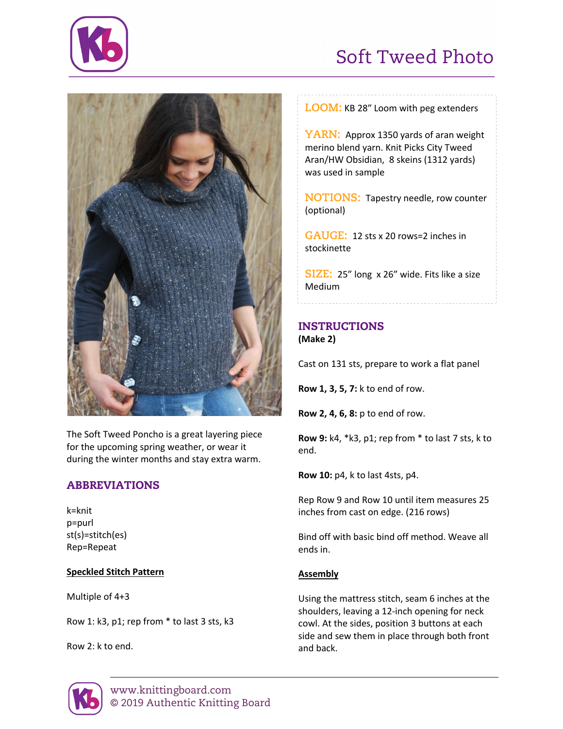# Soft Tweed Photo

The Soft Tweed Poncho is a great layering piece for the upcoming spring weather, or wear it during the winter months and stay extra warm.

## ABBREVIATIONS

k=knit
p=purl
st(s)=stitch(es)
Rep=Repeat

**Speckled Stitch Pattern**

Multiple of 4+3

Row 1: k3, p1; rep from * to last 3 sts, k3

Row 2: k to end.

**LOOM:** KB 28" Loom with peg extenders

**YARN:** Approx 1350 yards of aran weight merino blend yarn. Knit Picks City Tweed Aran/HW Obsidian, 8 skeins (1312 yards) was used in sample

**NOTIONS:** Tapestry needle, row counter (optional)

**GAUGE:** 12 sts x 20 rows=2 inches in stockinette

**SIZE:** 25" long x 26" wide. Fits like a size Medium

## INSTRUCTIONS

**(Make 2)**

Cast on 131 sts, prepare to work a flat panel

**Row 1, 3, 5, 7:** k to end of row.

**Row 2, 4, 6, 8:** p to end of row.

**Row 9:** k4, *k3, p1; rep from * to last 7 sts, k to end.

**Row 10:** p4, k to last 4sts, p4.

Rep Row 9 and Row 10 until item measures 25 inches from cast on edge. (216 rows)

Bind off with basic bind off method. Weave all ends in.

**Assembly**

Using the mattress stitch, seam 6 inches at the shoulders, leaving a 12-inch opening for neck cowl. At the sides, position 3 buttons at each side and sew them in place through both front and back.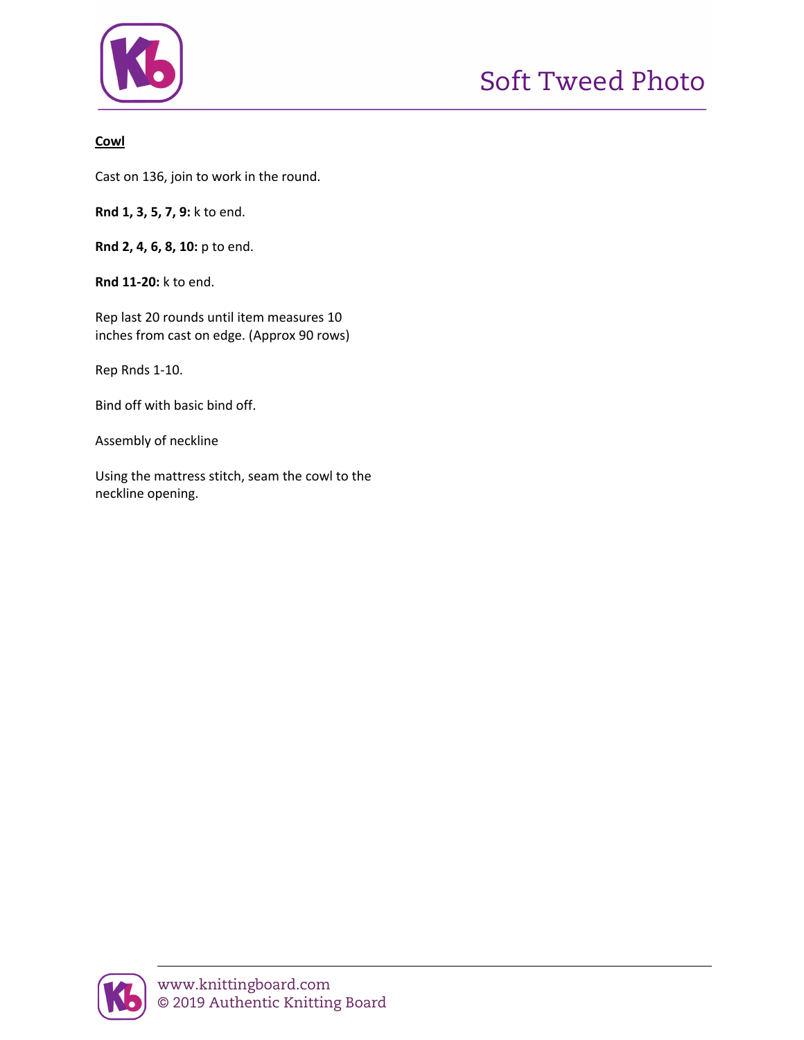**Cowl**

Cast on 136, join to work in the round.

**Rnd 1, 3, 5, 7, 9:** k to end.

**Rnd 2, 4, 6, 8, 10:** p to end.

**Rnd 11-20:** k to end.

Rep last 20 rounds until item measures 10 inches from cast on edge. (Approx 90 rows)

Rep Rnds 1-10.

Bind off with basic bind off.

Assembly of neckline

Using the mattress stitch, seam the cowl to the neckline opening.